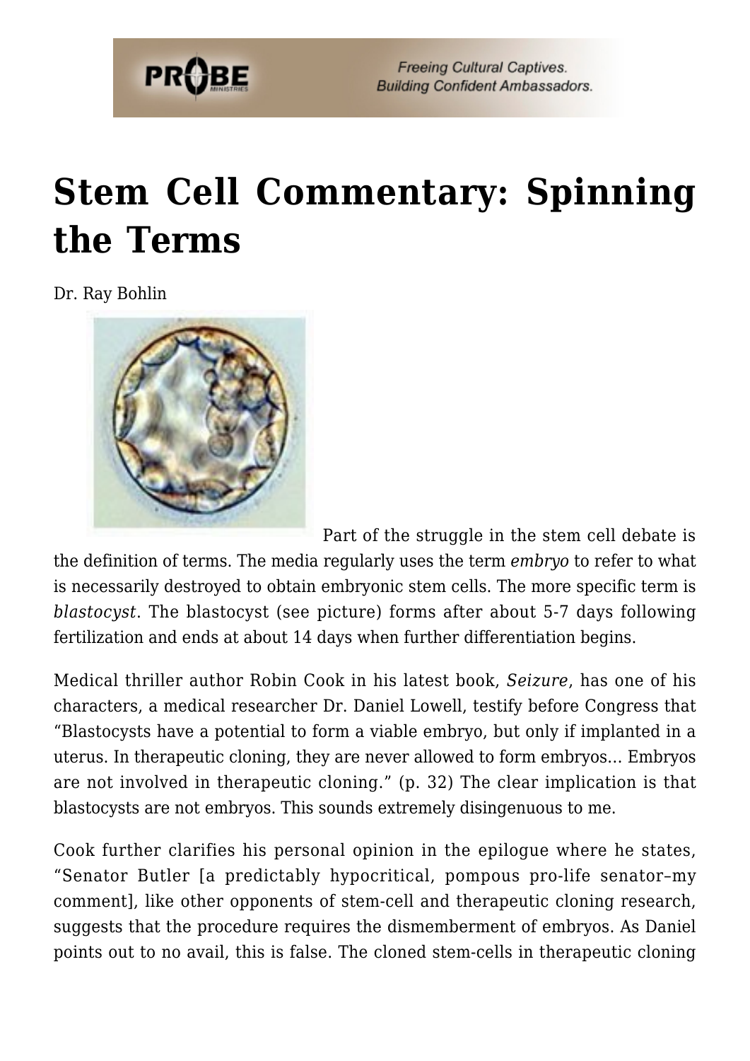# Stem Cell Commentary: Spinning the Terms

Dr. Ray Bohlin

Part of the struggle in the stem cell debate is the definition of terms. The media regularly uses the term *embryo* to refer to what is necessarily destroyed to obtain embryonic stem cells. The more specific term is *blastocyst*. The blastocyst (see picture) forms after about 5-7 days following fertilization and ends at about 14 days when further differentiation begins.

Medical thriller author Robin Cook in his latest book, *Seizure*, has one of his characters, a medical researcher Dr. Daniel Lowell, testify before Congress that "Blastocysts have a potential to form a viable embryo, but only if implanted in a uterus. In therapeutic cloning, they are never allowed to form embryos… Embryos are not involved in therapeutic cloning." (p. 32) The clear implication is that blastocysts are not embryos. This sounds extremely disingenuous to me.

Cook further clarifies his personal opinion in the epilogue where he states, "Senator Butler [a predictably hypocritical, pompous pro-life senator–my comment], like other opponents of stem-cell and therapeutic cloning research, suggests that the procedure requires the dismemberment of embryos. As Daniel points out to no avail, this is false. The cloned stem-cells in therapeutic cloning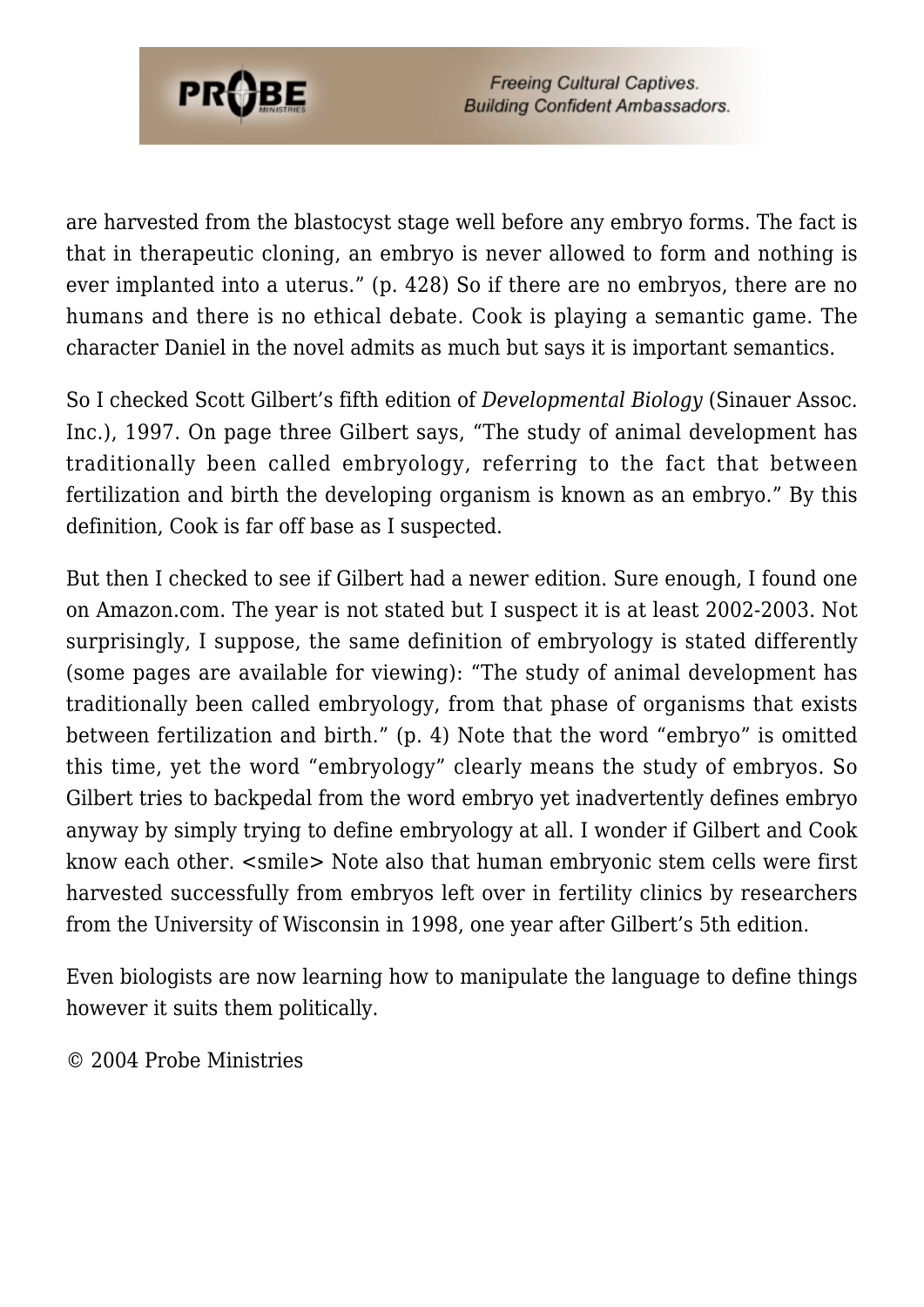are harvested from the blastocyst stage well before any embryo forms. The fact is that in therapeutic cloning, an embryo is never allowed to form and nothing is ever implanted into a uterus." (p. 428) So if there are no embryos, there are no humans and there is no ethical debate. Cook is playing a semantic game. The character Daniel in the novel admits as much but says it is important semantics.

So I checked Scott Gilbert's fifth edition of *Developmental Biology* (Sinauer Assoc. Inc.), 1997. On page three Gilbert says, "The study of animal development has traditionally been called embryology, referring to the fact that between fertilization and birth the developing organism is known as an embryo." By this definition, Cook is far off base as I suspected.

But then I checked to see if Gilbert had a newer edition. Sure enough, I found one on Amazon.com. The year is not stated but I suspect it is at least 2002-2003. Not surprisingly, I suppose, the same definition of embryology is stated differently (some pages are available for viewing): "The study of animal development has traditionally been called embryology, from that phase of organisms that exists between fertilization and birth." (p. 4) Note that the word "embryo" is omitted this time, yet the word "embryology" clearly means the study of embryos. So Gilbert tries to backpedal from the word embryo yet inadvertently defines embryo anyway by simply trying to define embryology at all. I wonder if Gilbert and Cook know each other. <smile> Note also that human embryonic stem cells were first harvested successfully from embryos left over in fertility clinics by researchers from the University of Wisconsin in 1998, one year after Gilbert's 5th edition.

Even biologists are now learning how to manipulate the language to define things however it suits them politically.

© 2004 Probe Ministries